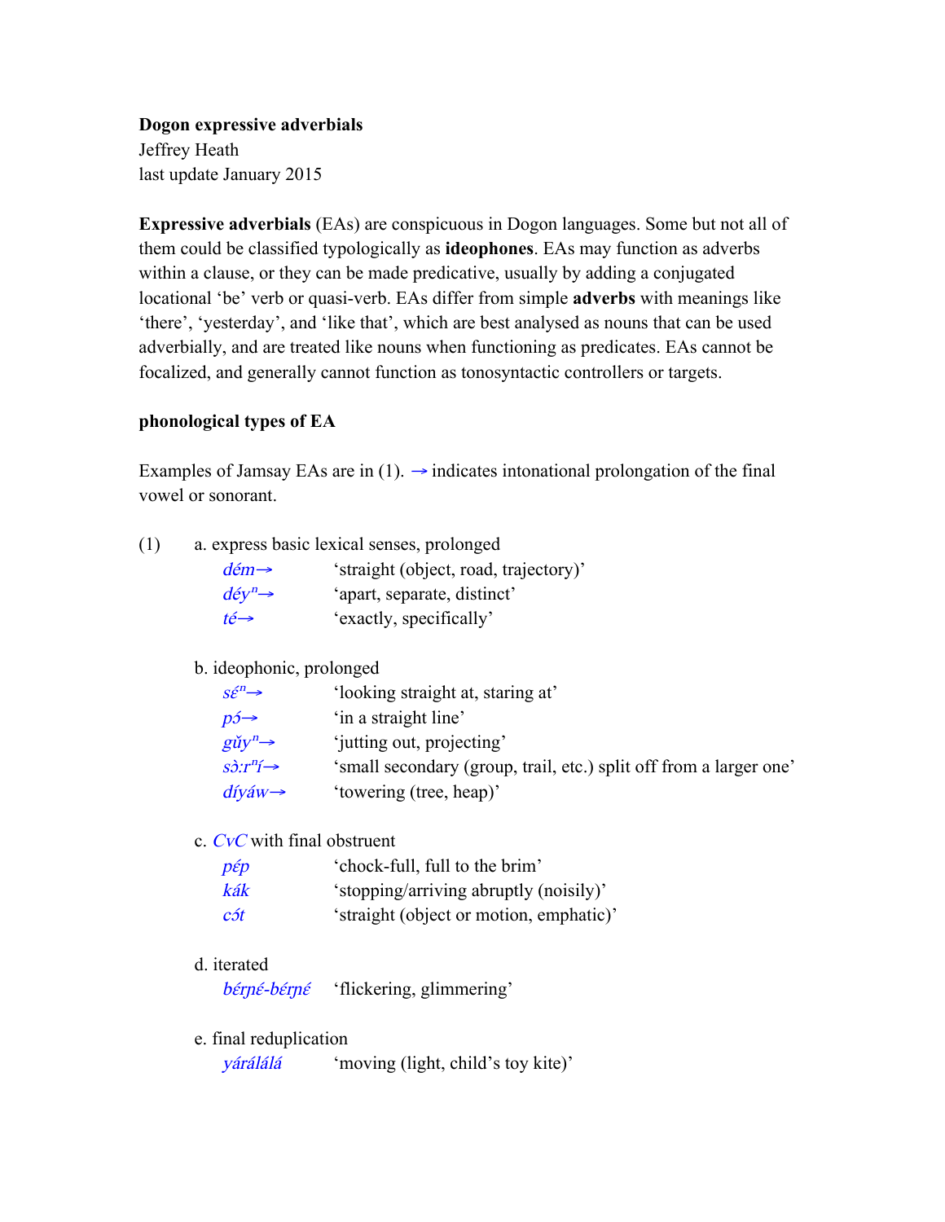**Dogon expressive adverbials**
Jeffrey Heath
last update January 2015

**Expressive adverbials** (EAs) are conspicuous in Dogon languages. Some but not all of them could be classified typologically as **ideophones**. EAs may function as adverbs within a clause, or they can be made predicative, usually by adding a conjugated locational 'be' verb or quasi-verb. EAs differ from simple **adverbs** with meanings like 'there', 'yesterday', and 'like that', which are best analysed as nouns that can be used adverbially, and are treated like nouns when functioning as predicates. EAs cannot be focalized, and generally cannot function as tonosyntactic controllers or targets.

**phonological types of EA**

Examples of Jamsay EAs are in (1). → indicates intonational prolongation of the final vowel or sonorant.

(1) a. express basic lexical senses, prolonged

| | |
|---|---|
| *dém→* | 'straight (object, road, trajectory)' |
| *déy$^n$→* | 'apart, separate, distinct' |
| *té→* | 'exactly, specifically' |

b. ideophonic, prolonged

| | |
|---|---|
| *sɛ́$^n$→* | 'looking straight at, staring at' |
| *pɔ́→* | 'in a straight line' |
| *gǔy$^n$→* | 'jutting out, projecting' |
| *sɔ̀:r$^n$í→* | 'small secondary (group, trail, etc.) split off from a larger one' |
| *díyáw→* | 'towering (tree, heap)' |

c. *CvC* with final obstruent

| | |
|---|---|
| *pɛ́p* | 'chock-full, full to the brim' |
| *kák* | 'stopping/arriving abruptly (noisily)' |
| *cɔ́t* | 'straight (object or motion, emphatic)' |

d. iterated

| | |
|---|---|
| *bɛ́ɲɛ́-bɛ́ɲɛ́* | 'flickering, glimmering' |

e. final reduplication

| | |
|---|---|
| *yárálálá* | 'moving (light, child's toy kite)' |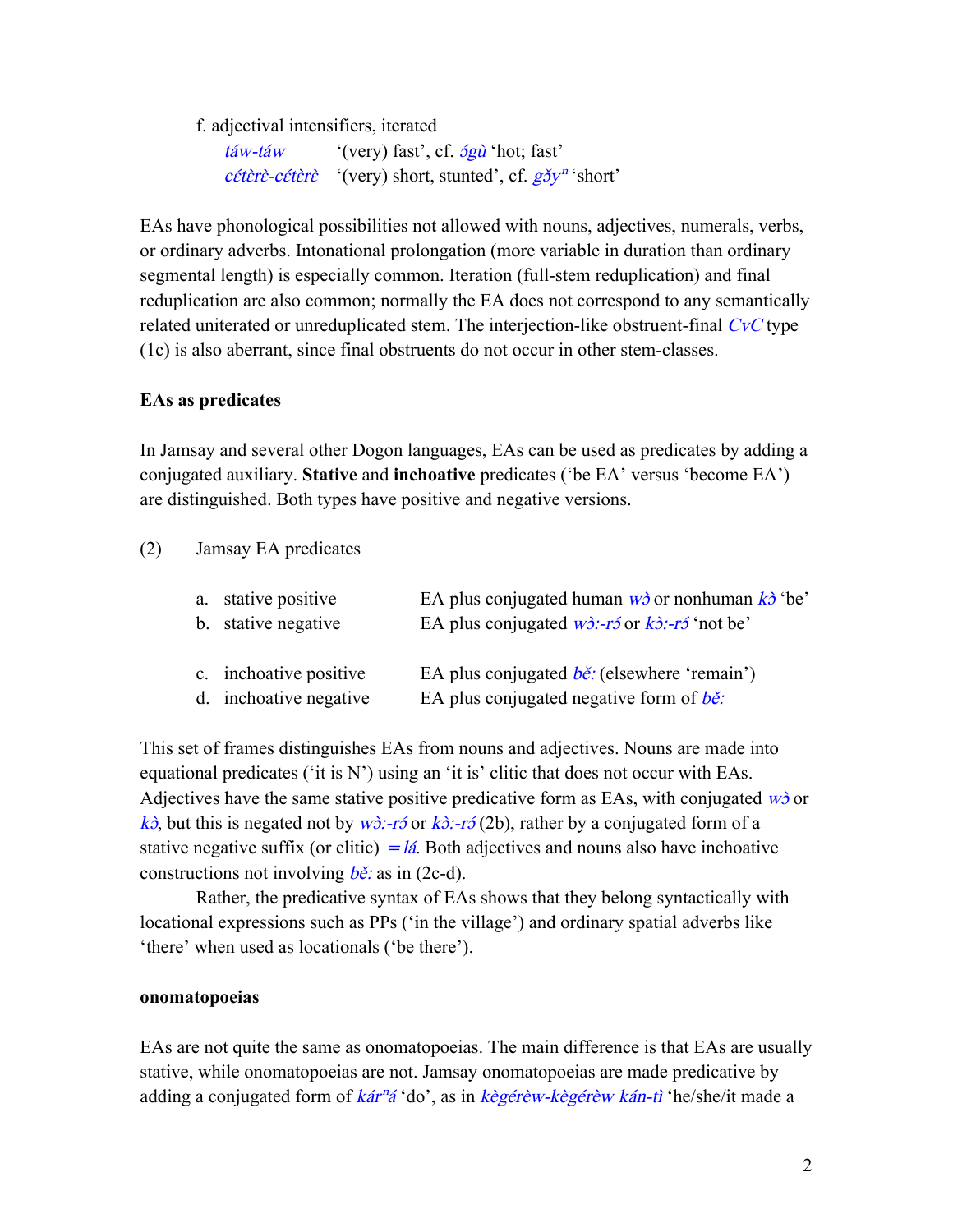f. adjectival intensifiers, iterated

*táw-táw* '(very) fast', cf. *ɔ́gù* 'hot; fast'
*cétèrè-cétèrè* '(very) short, stunted', cf. *gǒyⁿ* 'short'

EAs have phonological possibilities not allowed with nouns, adjectives, numerals, verbs, or ordinary adverbs. Intonational prolongation (more variable in duration than ordinary segmental length) is especially common. Iteration (full-stem reduplication) and final reduplication are also common; normally the EA does not correspond to any semantically related uniterated or unreduplicated stem. The interjection-like obstruent-final *CvC* type (1c) is also aberrant, since final obstruents do not occur in other stem-classes.

**EAs as predicates**

In Jamsay and several other Dogon languages, EAs can be used as predicates by adding a conjugated auxiliary. **Stative** and **inchoative** predicates ('be EA' versus 'become EA') are distinguished. Both types have positive and negative versions.

(2) Jamsay EA predicates

a. stative positive — EA plus conjugated human *wɔ̀* or nonhuman *kɔ̀* 'be'
b. stative negative — EA plus conjugated *wɔ̀:-rɔ́* or *kɔ̀:-rɔ́* 'not be'

c. inchoative positive — EA plus conjugated *bě:* (elsewhere 'remain')
d. inchoative negative — EA plus conjugated negative form of *bě:*

This set of frames distinguishes EAs from nouns and adjectives. Nouns are made into equational predicates ('it is N') using an 'it is' clitic that does not occur with EAs. Adjectives have the same stative positive predicative form as EAs, with conjugated *wɔ̀* or *kɔ̀*, but this is negated not by *wɔ̀:-rɔ́* or *kɔ̀:-rɔ́* (2b), rather by a conjugated form of a stative negative suffix (or clitic) *=lá*. Both adjectives and nouns also have inchoative constructions not involving *bě:* as in (2c-d).

Rather, the predicative syntax of EAs shows that they belong syntactically with locational expressions such as PPs ('in the village') and ordinary spatial adverbs like 'there' when used as locationals ('be there').

**onomatopoeias**

EAs are not quite the same as onomatopoeias. The main difference is that EAs are usually stative, while onomatopoeias are not. Jamsay onomatopoeias are made predicative by adding a conjugated form of *kárⁿá* 'do', as in *kègérèw-kègérèw kán-tì* 'he/she/it made a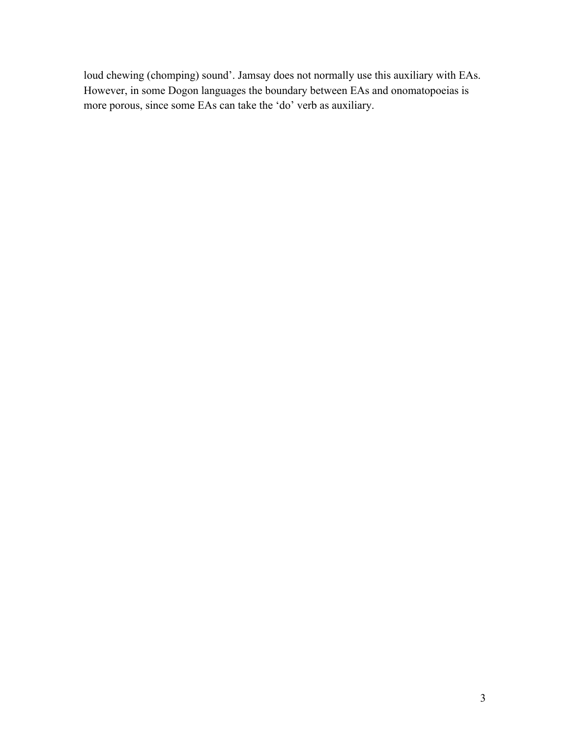loud chewing (chomping) sound'. Jamsay does not normally use this auxiliary with EAs. However, in some Dogon languages the boundary between EAs and onomatopoeias is more porous, since some EAs can take the 'do' verb as auxiliary.